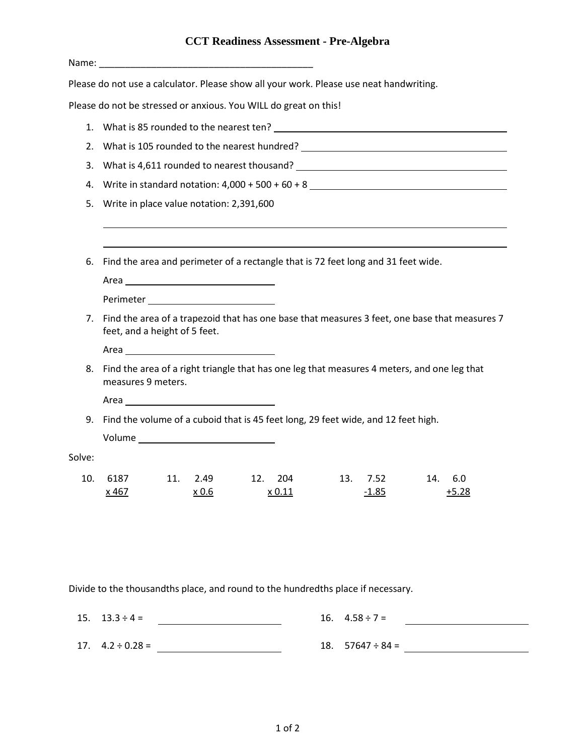# CCT Readiness Assessment - Pre-Algebra

Name: ___________________________________________

Please do not use a calculator. Please show all your work. Please use neat handwriting.

Please do not be stressed or anxious. You WILL do great on this!

1. What is 85 rounded to the nearest ten? ___________________________
2. What is 105 rounded to the nearest hundred? ___________________________
3. What is 4,611 rounded to nearest thousand? ___________________________
4. Write in standard notation: 4,000 + 500 + 60 + 8 ___________________________
5. Write in place value notation: 2,391,600

   ___________________________________________

   ___________________________________________

6. Find the area and perimeter of a rectangle that is 72 feet long and 31 feet wide.

   Area ___________________

   Perimeter ___________________

7. Find the area of a trapezoid that has one base that measures 3 feet, one base that measures 7 feet, and a height of 5 feet.

   Area ___________________

8. Find the area of a right triangle that has one leg that measures 4 meters, and one leg that measures 9 meters.

   Area ___________________

9. Find the volume of a cuboid that is 45 feet long, 29 feet wide, and 12 feet high.

   Volume ___________________

Solve:

10. 
```
  6187
 x 467
```

11. 
```
  2.49
 x 0.6
```

12. 
```
   204
 x 0.11
```

13. 
```
  7.52
 -1.85
```

14. 
```
   6.0
 +5.28
```

Divide to the thousandths place, and round to the hundredths place if necessary.

15. 13.3 ÷ 4 = ___________________

16. 4.58 ÷ 7 = ___________________

17. 4.2 ÷ 0.28 = ___________________

18. 57647 ÷ 84 = ___________________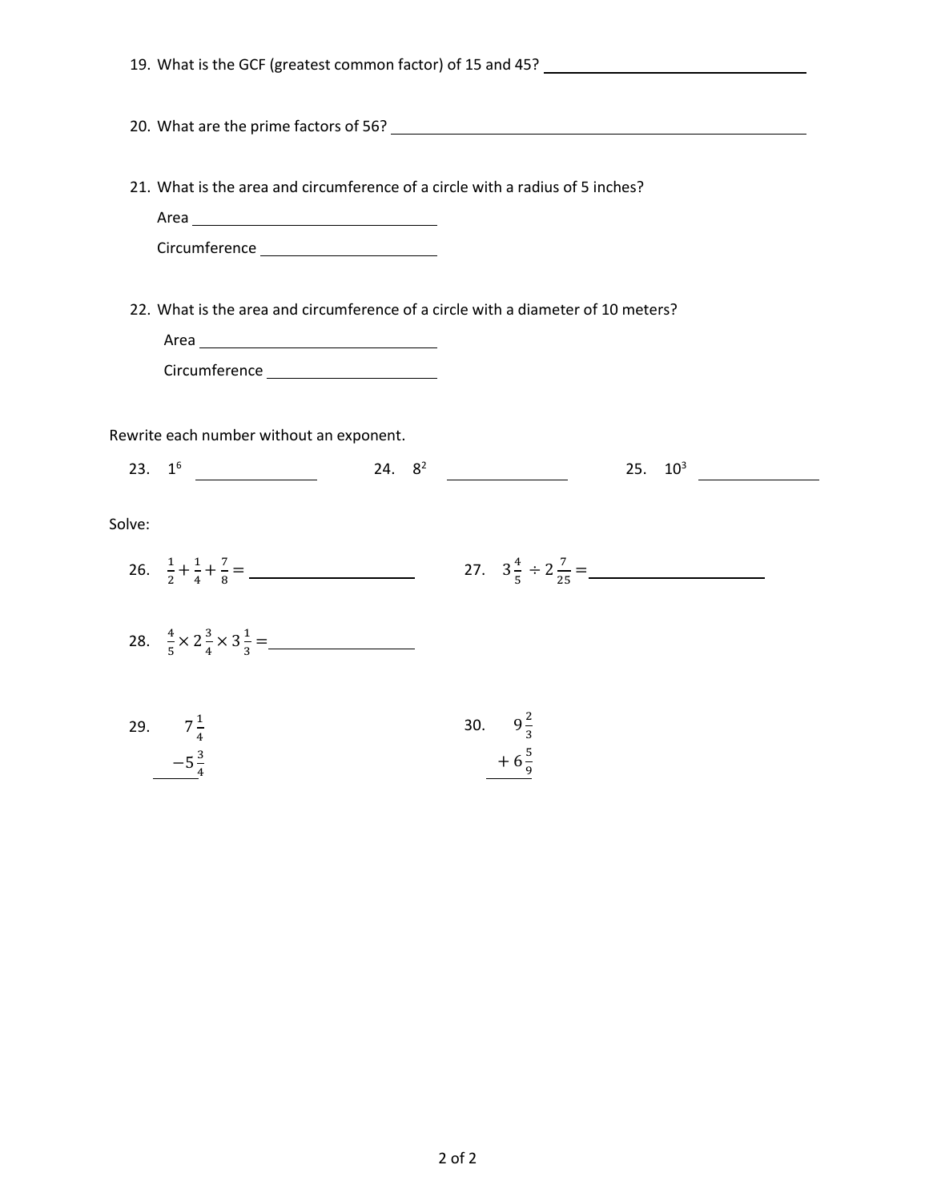19. What is the GCF (greatest common factor) of 15 and 45? ______________________________

20. What are the prime factors of 56? ______________________________________________

21. What is the area and circumference of a circle with a radius of 5 inches?

    Area ____________________________

    Circumference ____________________

22. What is the area and circumference of a circle with a diameter of 10 meters?

    Area ____________________________

    Circumference ____________________

Rewrite each number without an exponent.

23. $1^6$ ______________ 24. $8^2$ ______________ 25. $10^3$ ______________

Solve:

26. $\frac{1}{2}+\frac{1}{4}+\frac{7}{8}=$ ____________________ 27. $3\frac{4}{5} \div 2\frac{7}{25}=$ ____________________

28. $\frac{4}{5}\times 2\frac{3}{4}\times 3\frac{1}{3}=$ ________________

29. $\begin{array}{r} 7\frac{1}{4} \\ -5\frac{3}{4} \\ \hline \end{array}$ 30. $\begin{array}{r} 9\frac{2}{3} \\ +6\frac{5}{9} \\ \hline \end{array}$